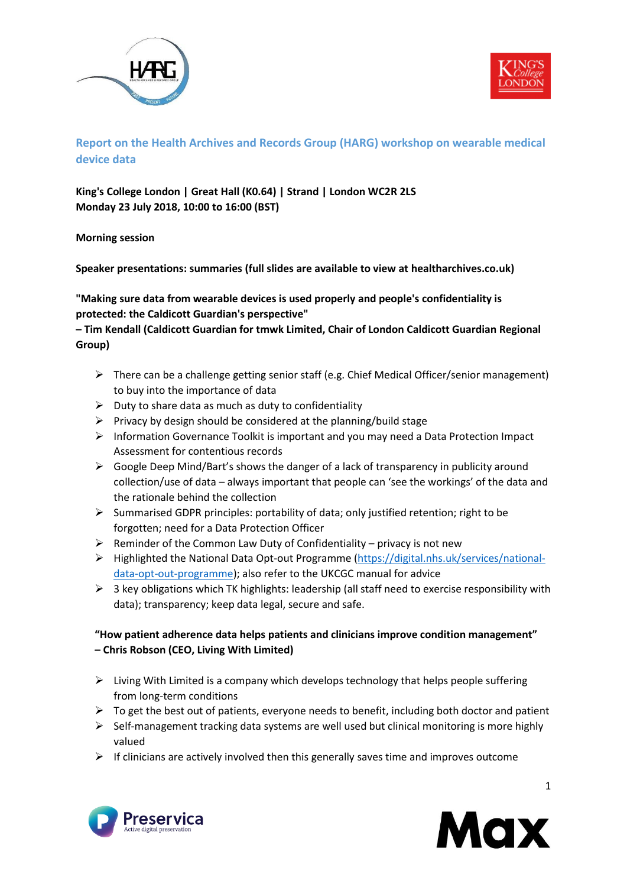# Report on the Health Archives and Records Group (HARG) workshop on wearable medical device data

**King's College London | Great Hall (K0.64) | Strand | London WC2R 2LS**
**Monday 23 July 2018, 10:00 to 16:00 (BST)**

**Morning session**

**Speaker presentations: summaries (full slides are available to view at healtharchives.co.uk)**

### "Making sure data from wearable devices is used properly and people's confidentiality is protected: the Caldicott Guardian's perspective"
### – Tim Kendall (Caldicott Guardian for tmwk Limited, Chair of London Caldicott Guardian Regional Group)

- There can be a challenge getting senior staff (e.g. Chief Medical Officer/senior management) to buy into the importance of data
- Duty to share data as much as duty to confidentiality
- Privacy by design should be considered at the planning/build stage
- Information Governance Toolkit is important and you may need a Data Protection Impact Assessment for contentious records
- Google Deep Mind/Bart's shows the danger of a lack of transparency in publicity around collection/use of data – always important that people can 'see the workings' of the data and the rationale behind the collection
- Summarised GDPR principles: portability of data; only justified retention; right to be forgotten; need for a Data Protection Officer
- Reminder of the Common Law Duty of Confidentiality – privacy is not new
- Highlighted the National Data Opt-out Programme ([https://digital.nhs.uk/services/national-data-opt-out-programme](https://digital.nhs.uk/services/national-data-opt-out-programme)); also refer to the UKCGC manual for advice
- 3 key obligations which TK highlights: leadership (all staff need to exercise responsibility with data); transparency; keep data legal, secure and safe.

### "How patient adherence data helps patients and clinicians improve condition management"
### – Chris Robson (CEO, Living With Limited)

- Living With Limited is a company which develops technology that helps people suffering from long-term conditions
- To get the best out of patients, everyone needs to benefit, including both doctor and patient
- Self-management tracking data systems are well used but clinical monitoring is more highly valued
- If clinicians are actively involved then this generally saves time and improves outcome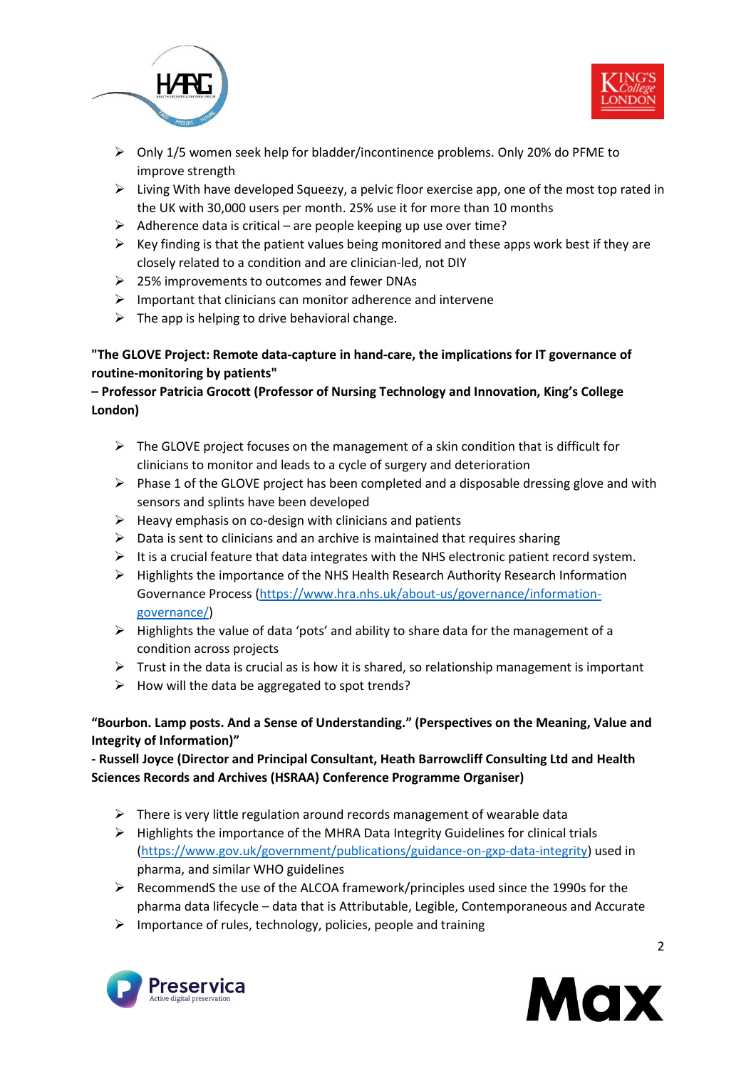- Only 1/5 women seek help for bladder/incontinence problems. Only 20% do PFME to improve strength
- Living With have developed Squeezy, a pelvic floor exercise app, one of the most top rated in the UK with 30,000 users per month. 25% use it for more than 10 months
- Adherence data is critical – are people keeping up use over time?
- Key finding is that the patient values being monitored and these apps work best if they are closely related to a condition and are clinician-led, not DIY
- 25% improvements to outcomes and fewer DNAs
- Important that clinicians can monitor adherence and intervene
- The app is helping to drive behavioral change.

**"The GLOVE Project: Remote data-capture in hand-care, the implications for IT governance of routine-monitoring by patients"**

**– Professor Patricia Grocott (Professor of Nursing Technology and Innovation, King's College London)**

- The GLOVE project focuses on the management of a skin condition that is difficult for clinicians to monitor and leads to a cycle of surgery and deterioration
- Phase 1 of the GLOVE project has been completed and a disposable dressing glove and with sensors and splints have been developed
- Heavy emphasis on co-design with clinicians and patients
- Data is sent to clinicians and an archive is maintained that requires sharing
- It is a crucial feature that data integrates with the NHS electronic patient record system.
- Highlights the importance of the NHS Health Research Authority Research Information Governance Process (https://www.hra.nhs.uk/about-us/governance/information-governance/)
- Highlights the value of data 'pots' and ability to share data for the management of a condition across projects
- Trust in the data is crucial as is how it is shared, so relationship management is important
- How will the data be aggregated to spot trends?

**"Bourbon. Lamp posts. And a Sense of Understanding." (Perspectives on the Meaning, Value and Integrity of Information)"**

**- Russell Joyce (Director and Principal Consultant, Heath Barrowcliff Consulting Ltd and Health Sciences Records and Archives (HSRAA) Conference Programme Organiser)**

- There is very little regulation around records management of wearable data
- Highlights the importance of the MHRA Data Integrity Guidelines for clinical trials (https://www.gov.uk/government/publications/guidance-on-gxp-data-integrity) used in pharma, and similar WHO guidelines
- RecommendS the use of the ALCOA framework/principles used since the 1990s for the pharma data lifecycle – data that is Attributable, Legible, Contemporaneous and Accurate
- Importance of rules, technology, policies, people and training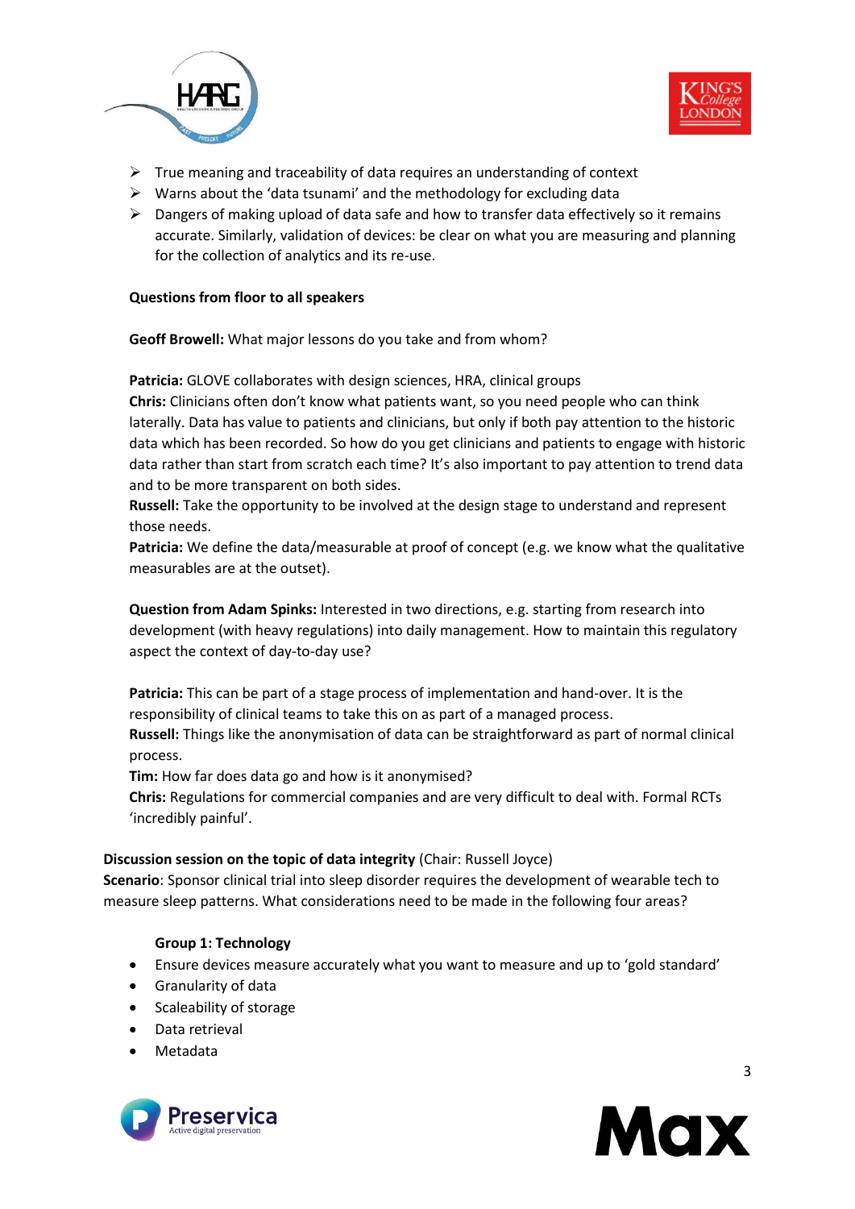- True meaning and traceability of data requires an understanding of context
- Warns about the 'data tsunami' and the methodology for excluding data
- Dangers of making upload of data safe and how to transfer data effectively so it remains accurate. Similarly, validation of devices: be clear on what you are measuring and planning for the collection of analytics and its re-use.

**Questions from floor to all speakers**

**Geoff Browell:** What major lessons do you take and from whom?

**Patricia:** GLOVE collaborates with design sciences, HRA, clinical groups
**Chris:** Clinicians often don't know what patients want, so you need people who can think laterally. Data has value to patients and clinicians, but only if both pay attention to the historic data which has been recorded. So how do you get clinicians and patients to engage with historic data rather than start from scratch each time? It's also important to pay attention to trend data and to be more transparent on both sides.
**Russell:** Take the opportunity to be involved at the design stage to understand and represent those needs.
**Patricia:** We define the data/measurable at proof of concept (e.g. we know what the qualitative measurables are at the outset).

**Question from Adam Spinks:** Interested in two directions, e.g. starting from research into development (with heavy regulations) into daily management. How to maintain this regulatory aspect the context of day-to-day use?

**Patricia:** This can be part of a stage process of implementation and hand-over. It is the responsibility of clinical teams to take this on as part of a managed process.
**Russell:** Things like the anonymisation of data can be straightforward as part of normal clinical process.
**Tim:** How far does data go and how is it anonymised?
**Chris:** Regulations for commercial companies and are very difficult to deal with. Formal RCTs 'incredibly painful'.

**Discussion session on the topic of data integrity** (Chair: Russell Joyce)
**Scenario**: Sponsor clinical trial into sleep disorder requires the development of wearable tech to measure sleep patterns. What considerations need to be made in the following four areas?

**Group 1: Technology**

- Ensure devices measure accurately what you want to measure and up to 'gold standard'
- Granularity of data
- Scaleability of storage
- Data retrieval
- Metadata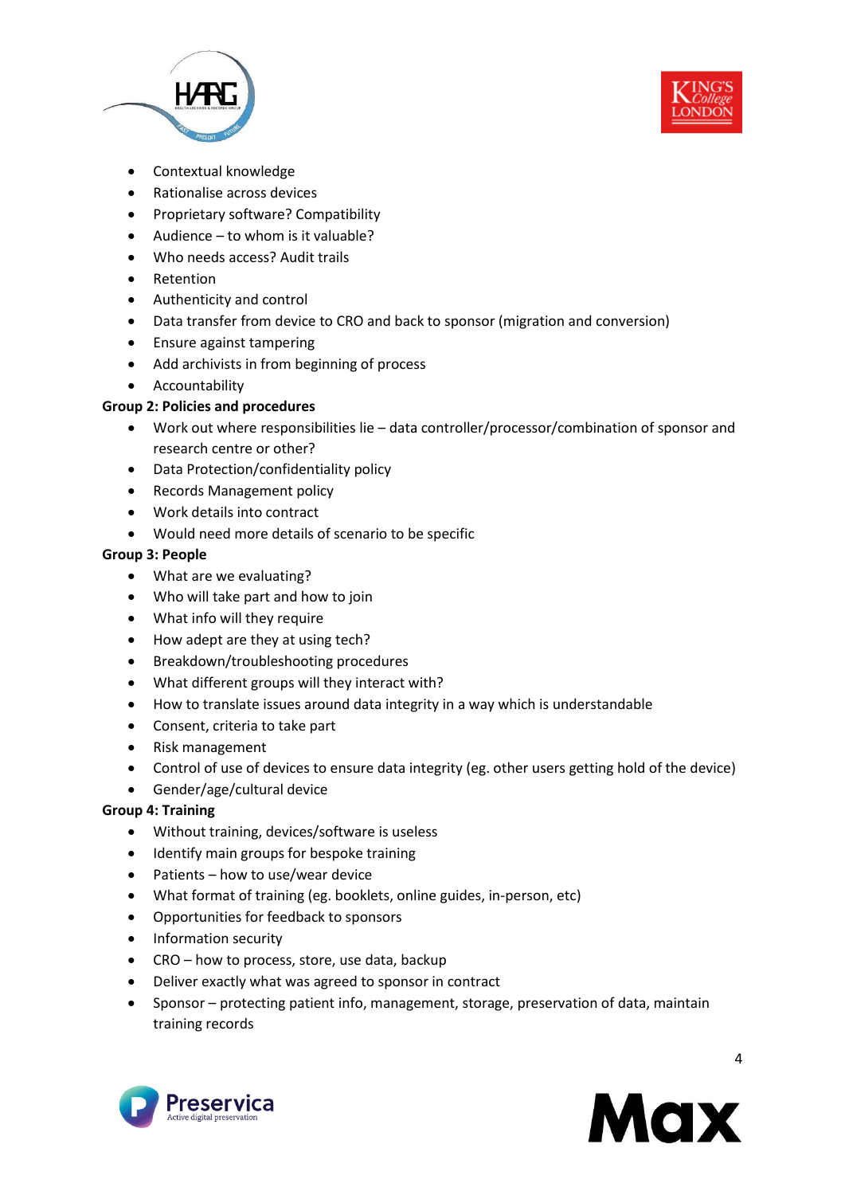- Contextual knowledge
- Rationalise across devices
- Proprietary software? Compatibility
- Audience – to whom is it valuable?
- Who needs access? Audit trails
- Retention
- Authenticity and control
- Data transfer from device to CRO and back to sponsor (migration and conversion)
- Ensure against tampering
- Add archivists in from beginning of process
- Accountability

**Group 2: Policies and procedures**

- Work out where responsibilities lie – data controller/processor/combination of sponsor and research centre or other?
- Data Protection/confidentiality policy
- Records Management policy
- Work details into contract
- Would need more details of scenario to be specific

**Group 3: People**

- What are we evaluating?
- Who will take part and how to join
- What info will they require
- How adept are they at using tech?
- Breakdown/troubleshooting procedures
- What different groups will they interact with?
- How to translate issues around data integrity in a way which is understandable
- Consent, criteria to take part
- Risk management
- Control of use of devices to ensure data integrity (eg. other users getting hold of the device)
- Gender/age/cultural device

**Group 4: Training**

- Without training, devices/software is useless
- Identify main groups for bespoke training
- Patients – how to use/wear device
- What format of training (eg. booklets, online guides, in-person, etc)
- Opportunities for feedback to sponsors
- Information security
- CRO – how to process, store, use data, backup
- Deliver exactly what was agreed to sponsor in contract
- Sponsor – protecting patient info, management, storage, preservation of data, maintain training records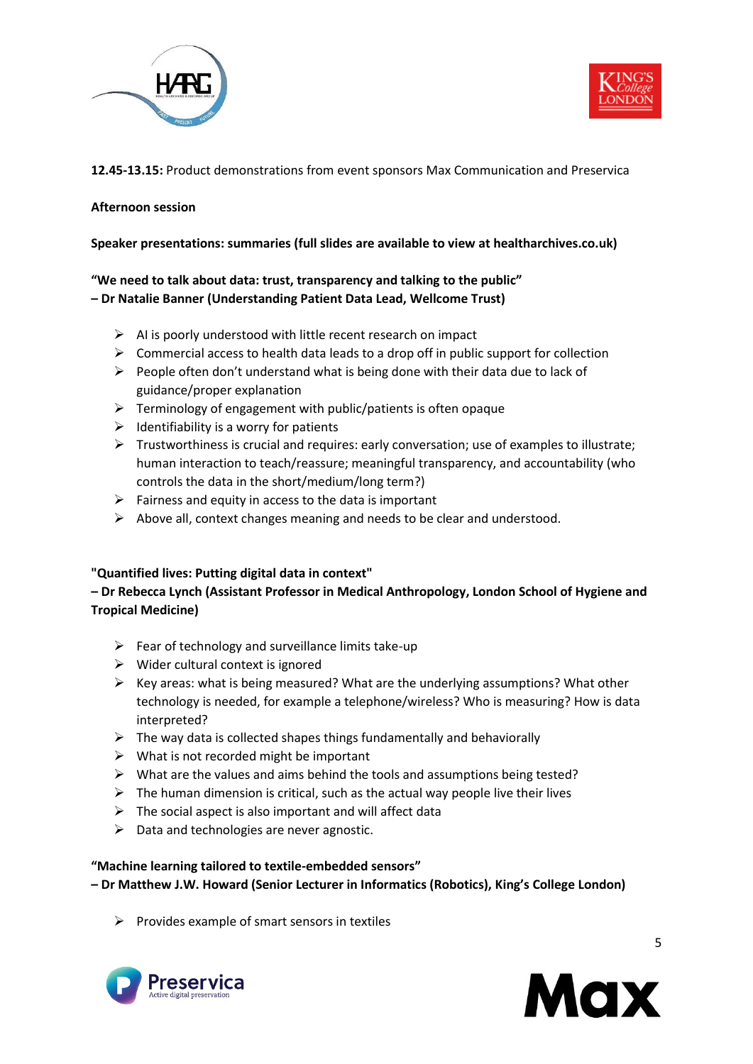**12.45-13.15:** Product demonstrations from event sponsors Max Communication and Preservica

**Afternoon session**

**Speaker presentations: summaries (full slides are available to view at healtharchives.co.uk)**

**"We need to talk about data: trust, transparency and talking to the public"**
**– Dr Natalie Banner (Understanding Patient Data Lead, Wellcome Trust)**

- AI is poorly understood with little recent research on impact
- Commercial access to health data leads to a drop off in public support for collection
- People often don't understand what is being done with their data due to lack of guidance/proper explanation
- Terminology of engagement with public/patients is often opaque
- Identifiability is a worry for patients
- Trustworthiness is crucial and requires: early conversation; use of examples to illustrate; human interaction to teach/reassure; meaningful transparency, and accountability (who controls the data in the short/medium/long term?)
- Fairness and equity in access to the data is important
- Above all, context changes meaning and needs to be clear and understood.

**"Quantified lives: Putting digital data in context"**
**– Dr Rebecca Lynch (Assistant Professor in Medical Anthropology, London School of Hygiene and Tropical Medicine)**

- Fear of technology and surveillance limits take-up
- Wider cultural context is ignored
- Key areas: what is being measured? What are the underlying assumptions? What other technology is needed, for example a telephone/wireless? Who is measuring? How is data interpreted?
- The way data is collected shapes things fundamentally and behaviorally
- What is not recorded might be important
- What are the values and aims behind the tools and assumptions being tested?
- The human dimension is critical, such as the actual way people live their lives
- The social aspect is also important and will affect data
- Data and technologies are never agnostic.

**"Machine learning tailored to textile-embedded sensors"**
**– Dr Matthew J.W. Howard (Senior Lecturer in Informatics (Robotics), King's College London)**

- Provides example of smart sensors in textiles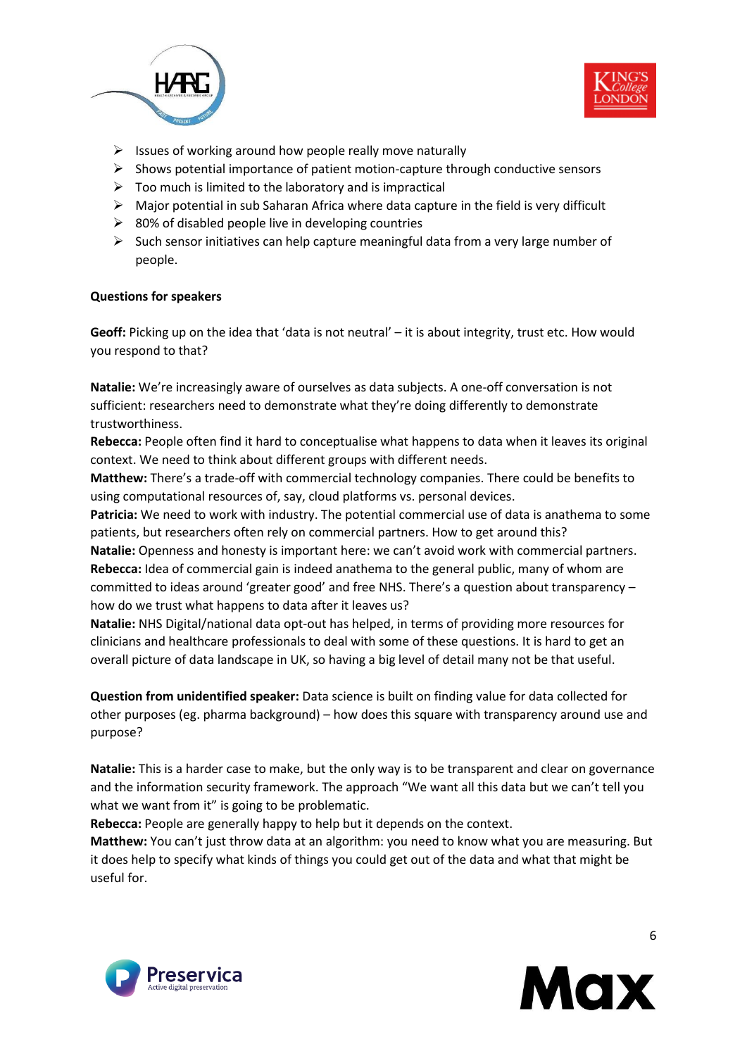- Issues of working around how people really move naturally
- Shows potential importance of patient motion-capture through conductive sensors
- Too much is limited to the laboratory and is impractical
- Major potential in sub Saharan Africa where data capture in the field is very difficult
- 80% of disabled people live in developing countries
- Such sensor initiatives can help capture meaningful data from a very large number of people.

**Questions for speakers**

**Geoff:** Picking up on the idea that 'data is not neutral' – it is about integrity, trust etc. How would you respond to that?

**Natalie:** We're increasingly aware of ourselves as data subjects. A one-off conversation is not sufficient: researchers need to demonstrate what they're doing differently to demonstrate trustworthiness.
**Rebecca:** People often find it hard to conceptualise what happens to data when it leaves its original context. We need to think about different groups with different needs.
**Matthew:** There's a trade-off with commercial technology companies. There could be benefits to using computational resources of, say, cloud platforms vs. personal devices.
**Patricia:** We need to work with industry. The potential commercial use of data is anathema to some patients, but researchers often rely on commercial partners. How to get around this?
**Natalie:** Openness and honesty is important here: we can't avoid work with commercial partners.
**Rebecca:** Idea of commercial gain is indeed anathema to the general public, many of whom are committed to ideas around 'greater good' and free NHS. There's a question about transparency – how do we trust what happens to data after it leaves us?
**Natalie:** NHS Digital/national data opt-out has helped, in terms of providing more resources for clinicians and healthcare professionals to deal with some of these questions. It is hard to get an overall picture of data landscape in UK, so having a big level of detail many not be that useful.

**Question from unidentified speaker:** Data science is built on finding value for data collected for other purposes (eg. pharma background) – how does this square with transparency around use and purpose?

**Natalie:** This is a harder case to make, but the only way is to be transparent and clear on governance and the information security framework. The approach "We want all this data but we can't tell you what we want from it" is going to be problematic.
**Rebecca:** People are generally happy to help but it depends on the context.
**Matthew:** You can't just throw data at an algorithm: you need to know what you are measuring. But it does help to specify what kinds of things you could get out of the data and what that might be useful for.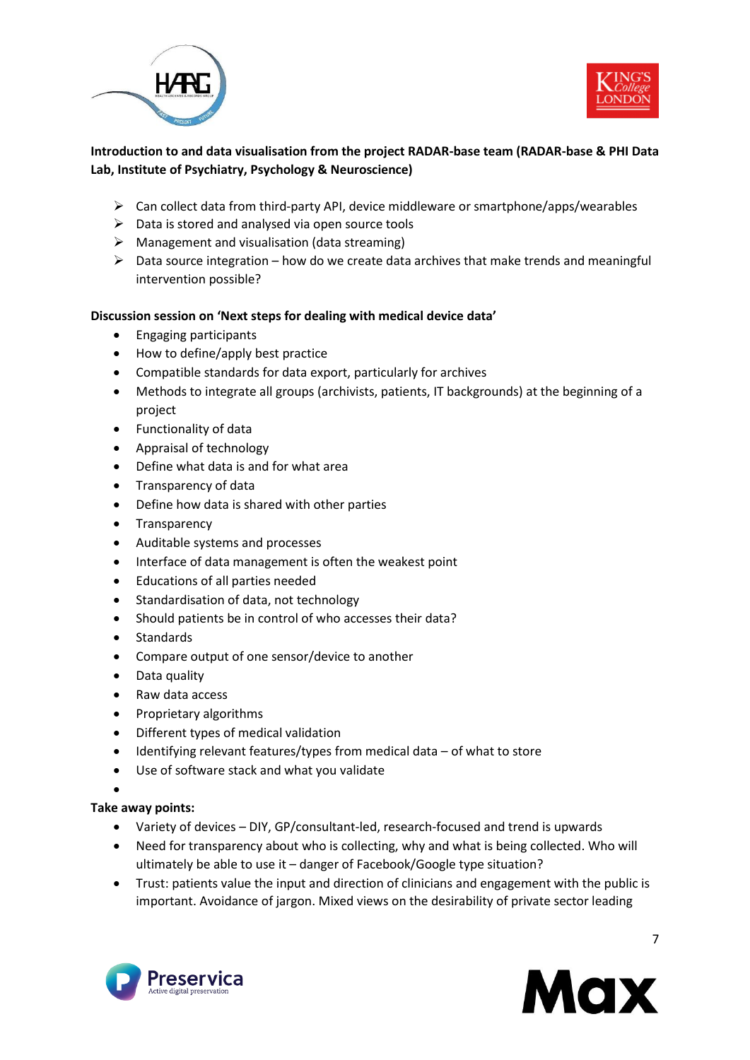**Introduction to and data visualisation from the project RADAR-base team (RADAR-base & PHI Data Lab, Institute of Psychiatry, Psychology & Neuroscience)**

- Can collect data from third-party API, device middleware or smartphone/apps/wearables
- Data is stored and analysed via open source tools
- Management and visualisation (data streaming)
- Data source integration – how do we create data archives that make trends and meaningful intervention possible?

**Discussion session on 'Next steps for dealing with medical device data'**

- Engaging participants
- How to define/apply best practice
- Compatible standards for data export, particularly for archives
- Methods to integrate all groups (archivists, patients, IT backgrounds) at the beginning of a project
- Functionality of data
- Appraisal of technology
- Define what data is and for what area
- Transparency of data
- Define how data is shared with other parties
- Transparency
- Auditable systems and processes
- Interface of data management is often the weakest point
- Educations of all parties needed
- Standardisation of data, not technology
- Should patients be in control of who accesses their data?
- Standards
- Compare output of one sensor/device to another
- Data quality
- Raw data access
- Proprietary algorithms
- Different types of medical validation
- Identifying relevant features/types from medical data – of what to store
- Use of software stack and what you validate

**Take away points:**

- Variety of devices – DIY, GP/consultant-led, research-focused and trend is upwards
- Need for transparency about who is collecting, why and what is being collected. Who will ultimately be able to use it – danger of Facebook/Google type situation?
- Trust: patients value the input and direction of clinicians and engagement with the public is important. Avoidance of jargon. Mixed views on the desirability of private sector leading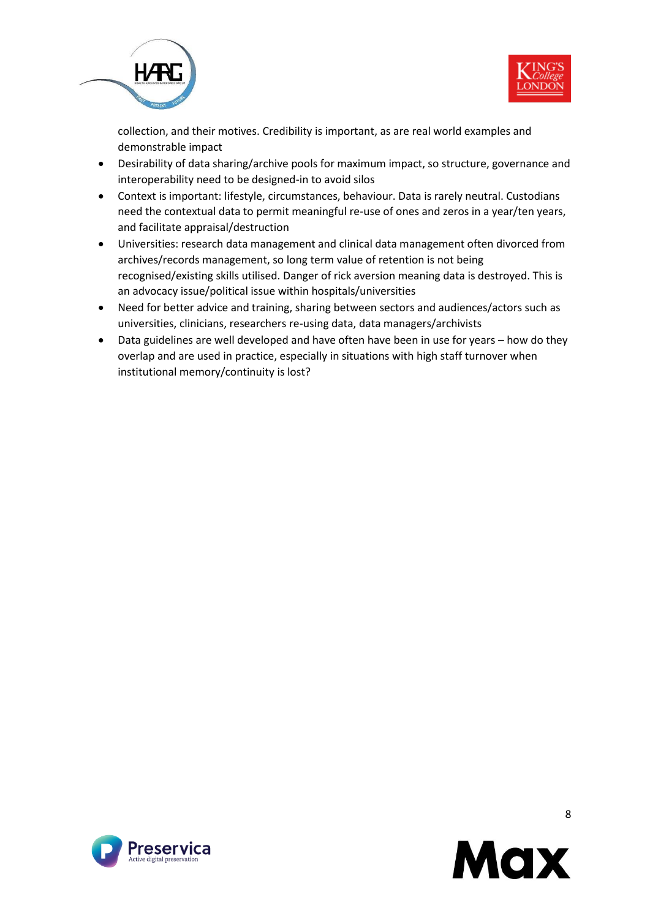collection, and their motives. Credibility is important, as are real world examples and demonstrable impact

- Desirability of data sharing/archive pools for maximum impact, so structure, governance and interoperability need to be designed-in to avoid silos
- Context is important: lifestyle, circumstances, behaviour. Data is rarely neutral. Custodians need the contextual data to permit meaningful re-use of ones and zeros in a year/ten years, and facilitate appraisal/destruction
- Universities: research data management and clinical data management often divorced from archives/records management, so long term value of retention is not being recognised/existing skills utilised. Danger of rick aversion meaning data is destroyed. This is an advocacy issue/political issue within hospitals/universities
- Need for better advice and training, sharing between sectors and audiences/actors such as universities, clinicians, researchers re-using data, data managers/archivists
- Data guidelines are well developed and have often have been in use for years – how do they overlap and are used in practice, especially in situations with high staff turnover when institutional memory/continuity is lost?